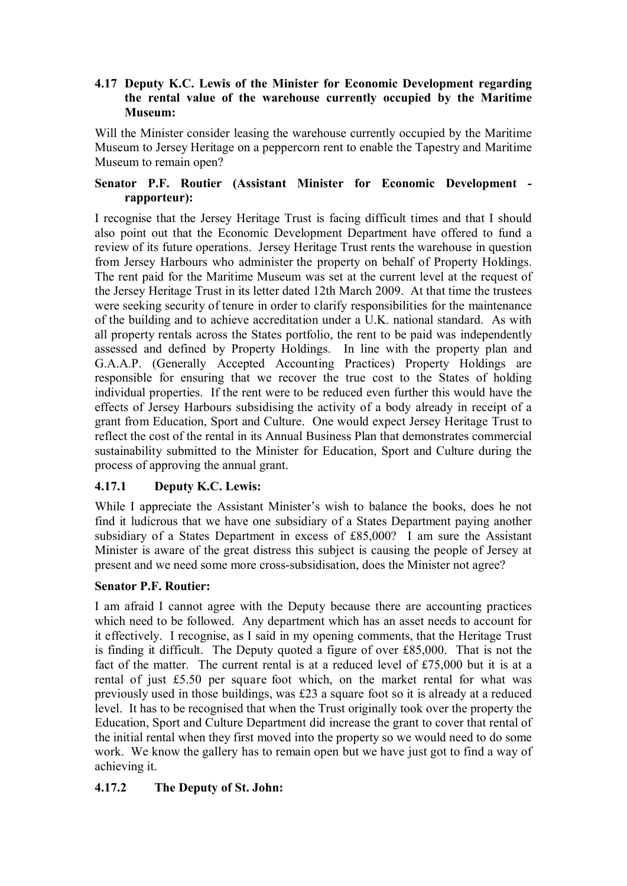### 4.17 Deputy K.C. Lewis of the Minister for Economic Development regarding the rental value of the warehouse currently occupied by the Maritime Museum:

Will the Minister consider leasing the warehouse currently occupied by the Maritime Museum to Jersey Heritage on a peppercorn rent to enable the Tapestry and Maritime Museum to remain open?

**Senator P.F. Routier (Assistant Minister for Economic Development - rapporteur):**

I recognise that the Jersey Heritage Trust is facing difficult times and that I should also point out that the Economic Development Department have offered to fund a review of its future operations. Jersey Heritage Trust rents the warehouse in question from Jersey Harbours who administer the property on behalf of Property Holdings. The rent paid for the Maritime Museum was set at the current level at the request of the Jersey Heritage Trust in its letter dated 12th March 2009. At that time the trustees were seeking security of tenure in order to clarify responsibilities for the maintenance of the building and to achieve accreditation under a U.K. national standard. As with all property rentals across the States portfolio, the rent to be paid was independently assessed and defined by Property Holdings. In line with the property plan and G.A.A.P. (Generally Accepted Accounting Practices) Property Holdings are responsible for ensuring that we recover the true cost to the States of holding individual properties. If the rent were to be reduced even further this would have the effects of Jersey Harbours subsidising the activity of a body already in receipt of a grant from Education, Sport and Culture. One would expect Jersey Heritage Trust to reflect the cost of the rental in its Annual Business Plan that demonstrates commercial sustainability submitted to the Minister for Education, Sport and Culture during the process of approving the annual grant.

### 4.17.1 Deputy K.C. Lewis:

While I appreciate the Assistant Minister's wish to balance the books, does he not find it ludicrous that we have one subsidiary of a States Department paying another subsidiary of a States Department in excess of £85,000? I am sure the Assistant Minister is aware of the great distress this subject is causing the people of Jersey at present and we need some more cross-subsidisation, does the Minister not agree?

**Senator P.F. Routier:**

I am afraid I cannot agree with the Deputy because there are accounting practices which need to be followed. Any department which has an asset needs to account for it effectively. I recognise, as I said in my opening comments, that the Heritage Trust is finding it difficult. The Deputy quoted a figure of over £85,000. That is not the fact of the matter. The current rental is at a reduced level of £75,000 but it is at a rental of just £5.50 per square foot which, on the market rental for what was previously used in those buildings, was £23 a square foot so it is already at a reduced level. It has to be recognised that when the Trust originally took over the property the Education, Sport and Culture Department did increase the grant to cover that rental of the initial rental when they first moved into the property so we would need to do some work. We know the gallery has to remain open but we have just got to find a way of achieving it.

### 4.17.2 The Deputy of St. John: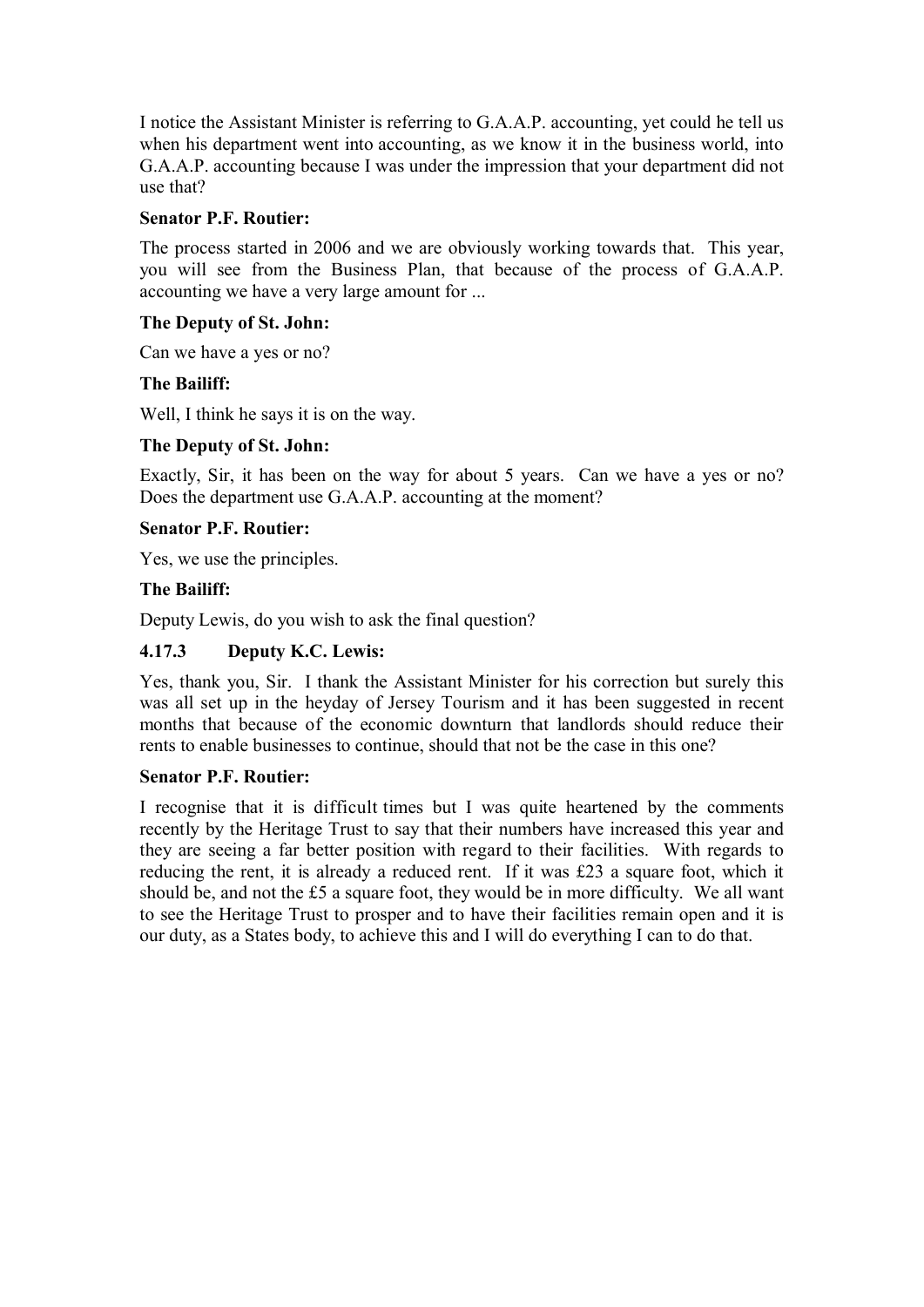I notice the Assistant Minister is referring to G.A.A.P. accounting, yet could he tell us when his department went into accounting, as we know it in the business world, into G.A.A.P. accounting because I was under the impression that your department did not use that?

**Senator P.F. Routier:**

The process started in 2006 and we are obviously working towards that. This year, you will see from the Business Plan, that because of the process of G.A.A.P. accounting we have a very large amount for ...

**The Deputy of St. John:**

Can we have a yes or no?

**The Bailiff:**

Well, I think he says it is on the way.

**The Deputy of St. John:**

Exactly, Sir, it has been on the way for about 5 years. Can we have a yes or no? Does the department use G.A.A.P. accounting at the moment?

**Senator P.F. Routier:**

Yes, we use the principles.

**The Bailiff:**

Deputy Lewis, do you wish to ask the final question?

### 4.17.3 Deputy K.C. Lewis:

Yes, thank you, Sir. I thank the Assistant Minister for his correction but surely this was all set up in the heyday of Jersey Tourism and it has been suggested in recent months that because of the economic downturn that landlords should reduce their rents to enable businesses to continue, should that not be the case in this one?

**Senator P.F. Routier:**

I recognise that it is difficult times but I was quite heartened by the comments recently by the Heritage Trust to say that their numbers have increased this year and they are seeing a far better position with regard to their facilities. With regards to reducing the rent, it is already a reduced rent. If it was £23 a square foot, which it should be, and not the £5 a square foot, they would be in more difficulty. We all want to see the Heritage Trust to prosper and to have their facilities remain open and it is our duty, as a States body, to achieve this and I will do everything I can to do that.